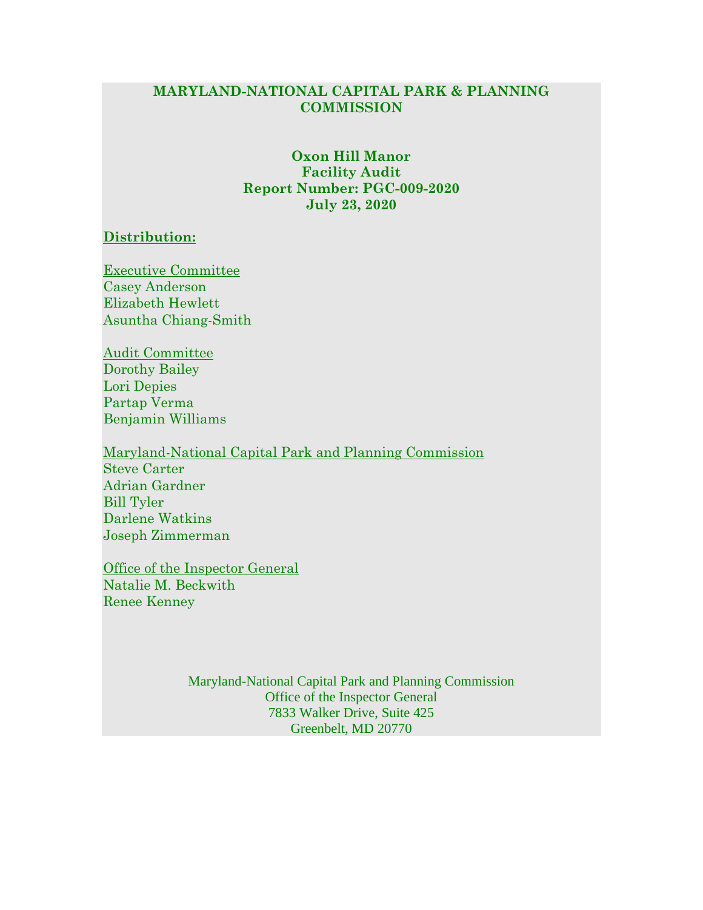**MARYLAND-NATIONAL CAPITAL PARK & PLANNING COMMISSION**

**Oxon Hill Manor**
**Facility Audit**
**Report Number: PGC-009-2020**
**July 23, 2020**

## Distribution:

Executive Committee
Casey Anderson
Elizabeth Hewlett
Asuntha Chiang-Smith

Audit Committee
Dorothy Bailey
Lori Depies
Partap Verma
Benjamin Williams

Maryland-National Capital Park and Planning Commission
Steve Carter
Adrian Gardner
Bill Tyler
Darlene Watkins
Joseph Zimmerman

Office of the Inspector General
Natalie M. Beckwith
Renee Kenney

Maryland-National Capital Park and Planning Commission
Office of the Inspector General
7833 Walker Drive, Suite 425
Greenbelt, MD 20770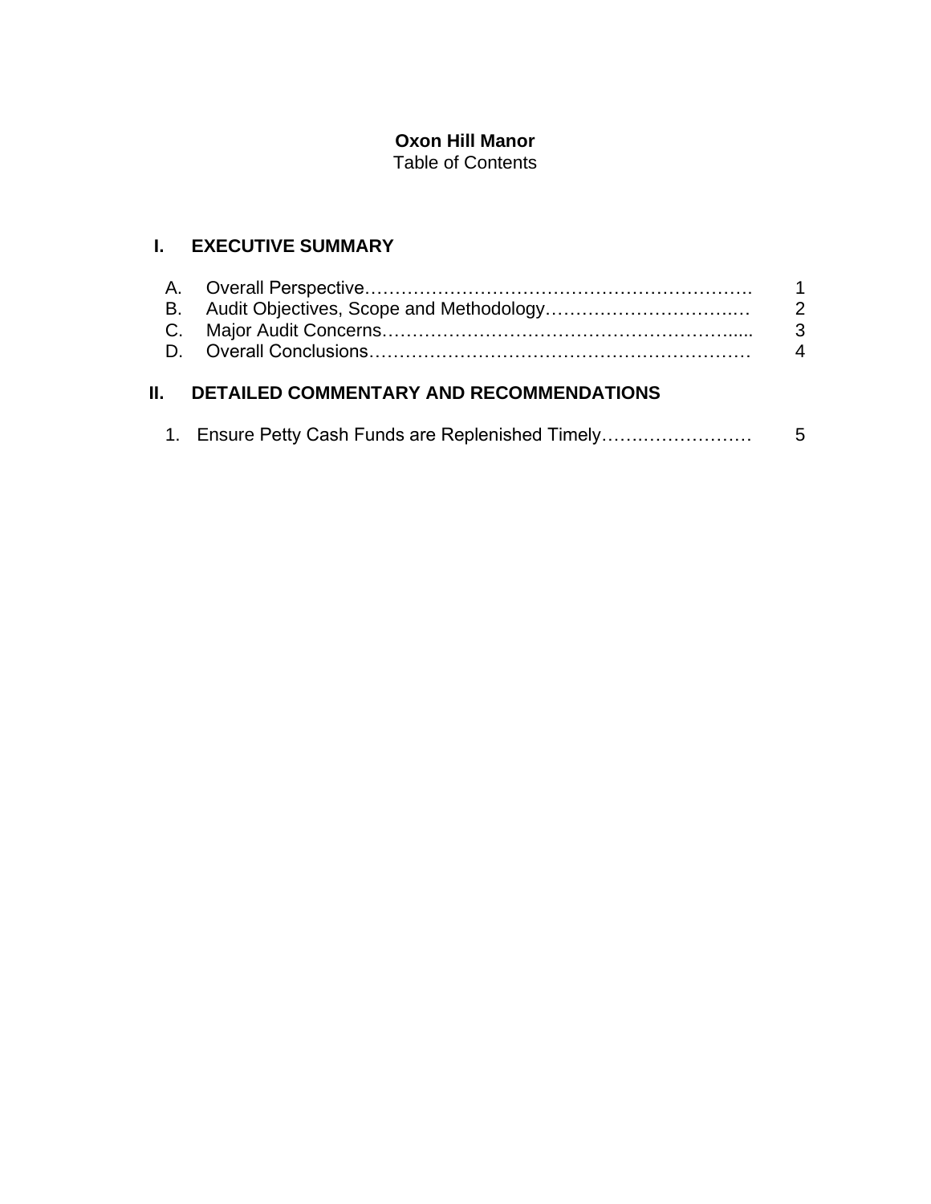**Oxon Hill Manor**

Table of Contents

## I. EXECUTIVE SUMMARY

| | | |
|---|---|---|
| A. | Overall Perspective | 1 |
| B. | Audit Objectives, Scope and Methodology | 2 |
| C. | Major Audit Concerns | 3 |
| D. | Overall Conclusions | 4 |

## II. DETAILED COMMENTARY AND RECOMMENDATIONS

| | | |
|---|---|---|
| 1. | Ensure Petty Cash Funds are Replenished Timely | 5 |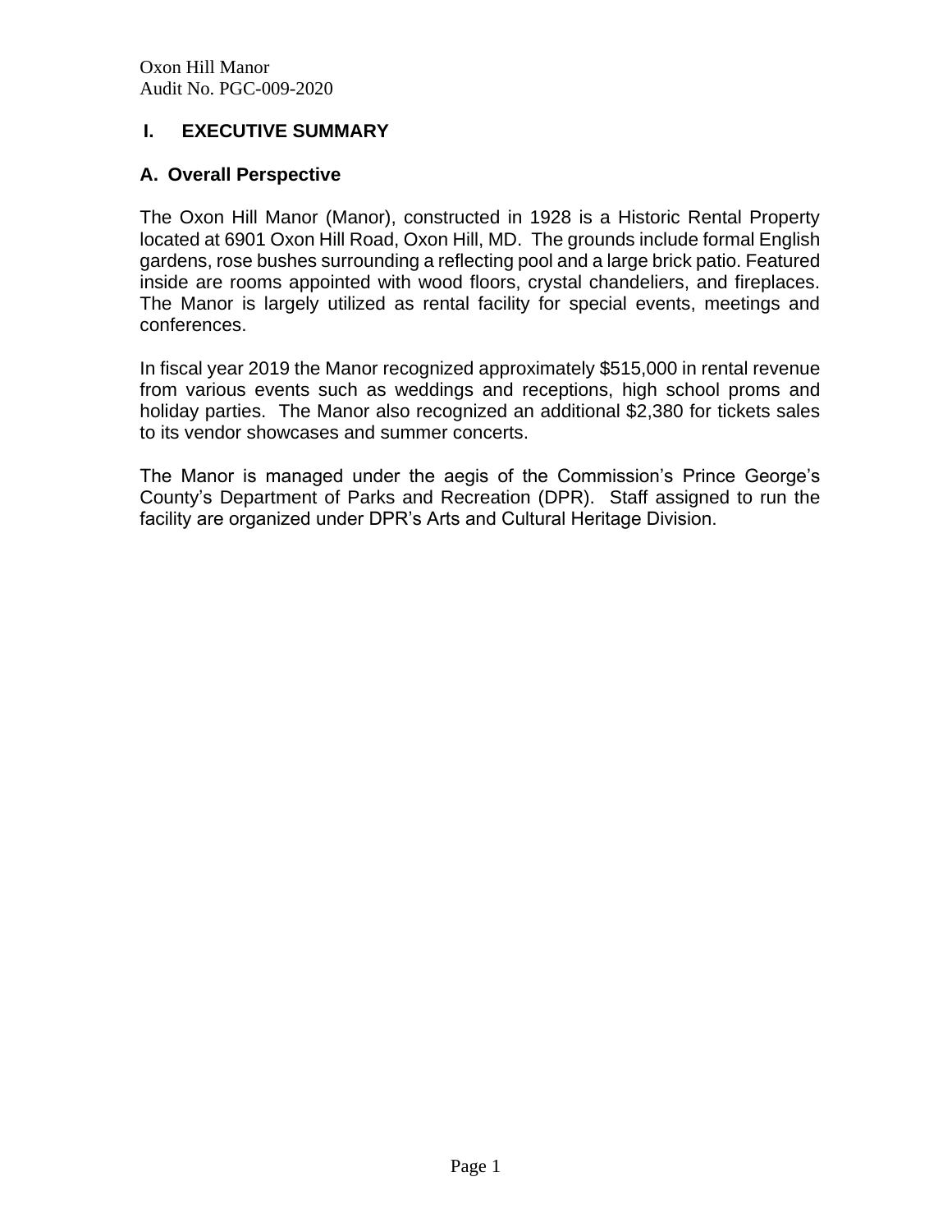# I. EXECUTIVE SUMMARY

## A. Overall Perspective

The Oxon Hill Manor (Manor), constructed in 1928 is a Historic Rental Property located at 6901 Oxon Hill Road, Oxon Hill, MD. The grounds include formal English gardens, rose bushes surrounding a reflecting pool and a large brick patio. Featured inside are rooms appointed with wood floors, crystal chandeliers, and fireplaces. The Manor is largely utilized as rental facility for special events, meetings and conferences.

In fiscal year 2019 the Manor recognized approximately $515,000 in rental revenue from various events such as weddings and receptions, high school proms and holiday parties. The Manor also recognized an additional $2,380 for tickets sales to its vendor showcases and summer concerts.

The Manor is managed under the aegis of the Commission's Prince George's County's Department of Parks and Recreation (DPR). Staff assigned to run the facility are organized under DPR's Arts and Cultural Heritage Division.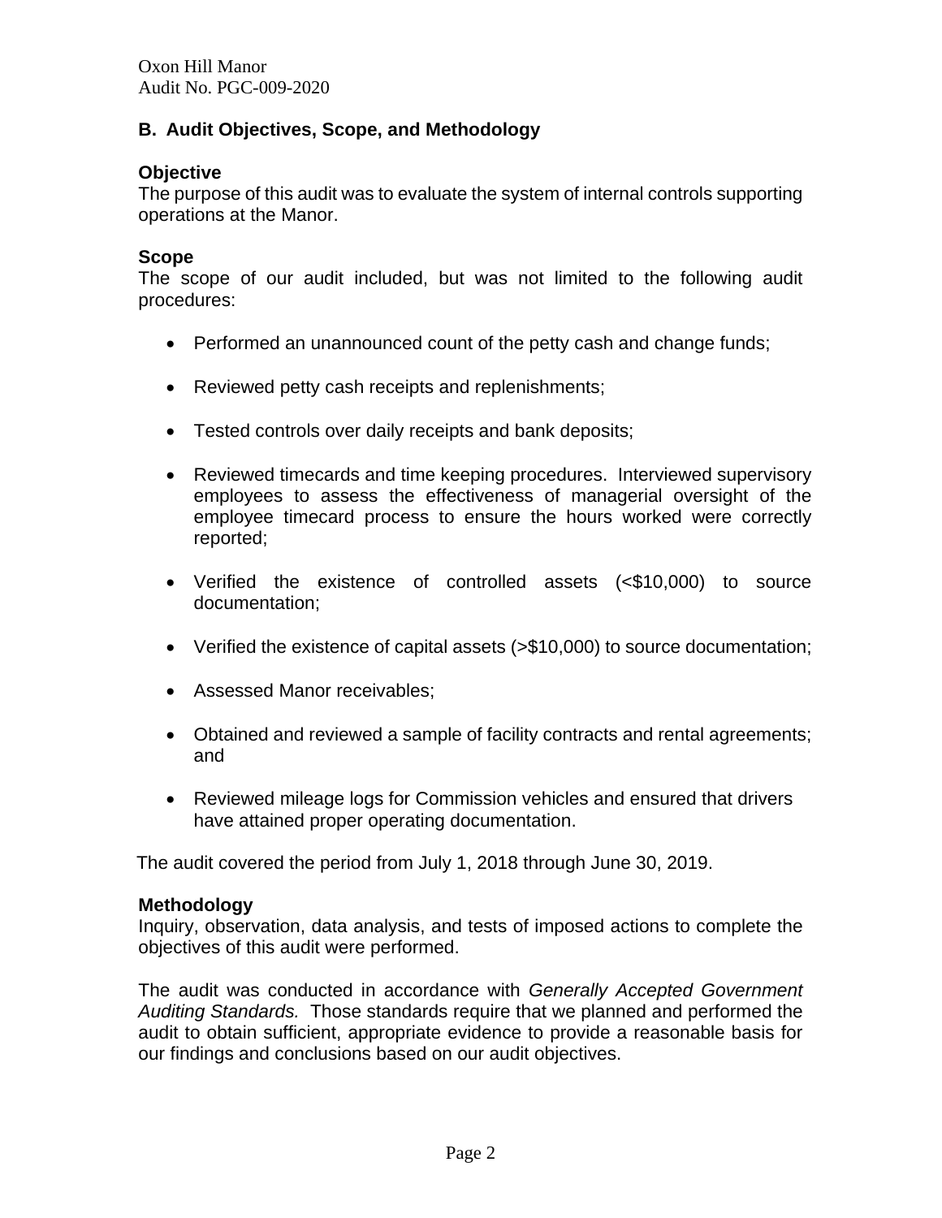## B. Audit Objectives, Scope, and Methodology

### Objective

The purpose of this audit was to evaluate the system of internal controls supporting operations at the Manor.

### Scope

The scope of our audit included, but was not limited to the following audit procedures:

- Performed an unannounced count of the petty cash and change funds;
- Reviewed petty cash receipts and replenishments;
- Tested controls over daily receipts and bank deposits;
- Reviewed timecards and time keeping procedures. Interviewed supervisory employees to assess the effectiveness of managerial oversight of the employee timecard process to ensure the hours worked were correctly reported;
- Verified the existence of controlled assets (<$10,000) to source documentation;
- Verified the existence of capital assets (>$10,000) to source documentation;
- Assessed Manor receivables;
- Obtained and reviewed a sample of facility contracts and rental agreements; and
- Reviewed mileage logs for Commission vehicles and ensured that drivers have attained proper operating documentation.

The audit covered the period from July 1, 2018 through June 30, 2019.

### Methodology

Inquiry, observation, data analysis, and tests of imposed actions to complete the objectives of this audit were performed.

The audit was conducted in accordance with *Generally Accepted Government Auditing Standards.* Those standards require that we planned and performed the audit to obtain sufficient, appropriate evidence to provide a reasonable basis for our findings and conclusions based on our audit objectives.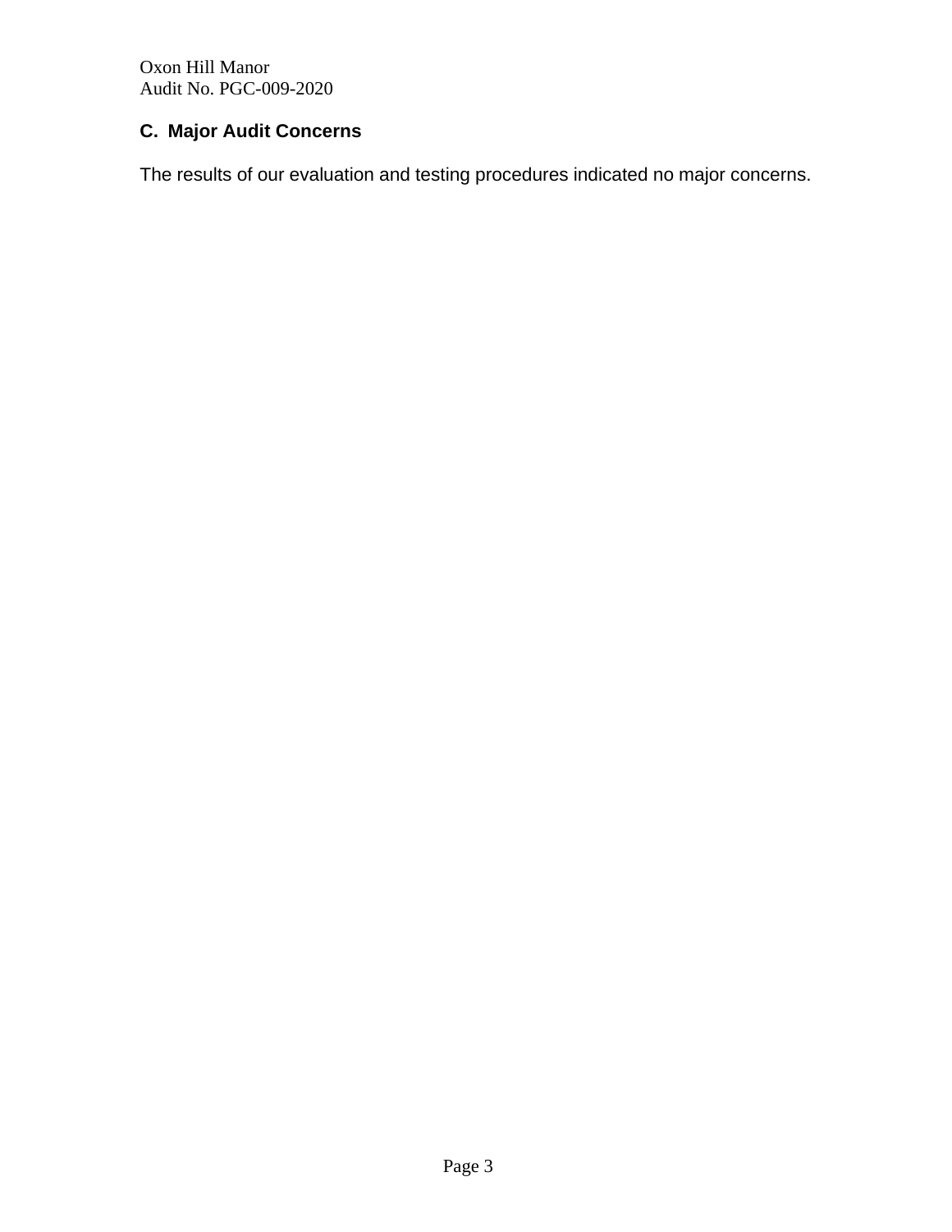## C. Major Audit Concerns

The results of our evaluation and testing procedures indicated no major concerns.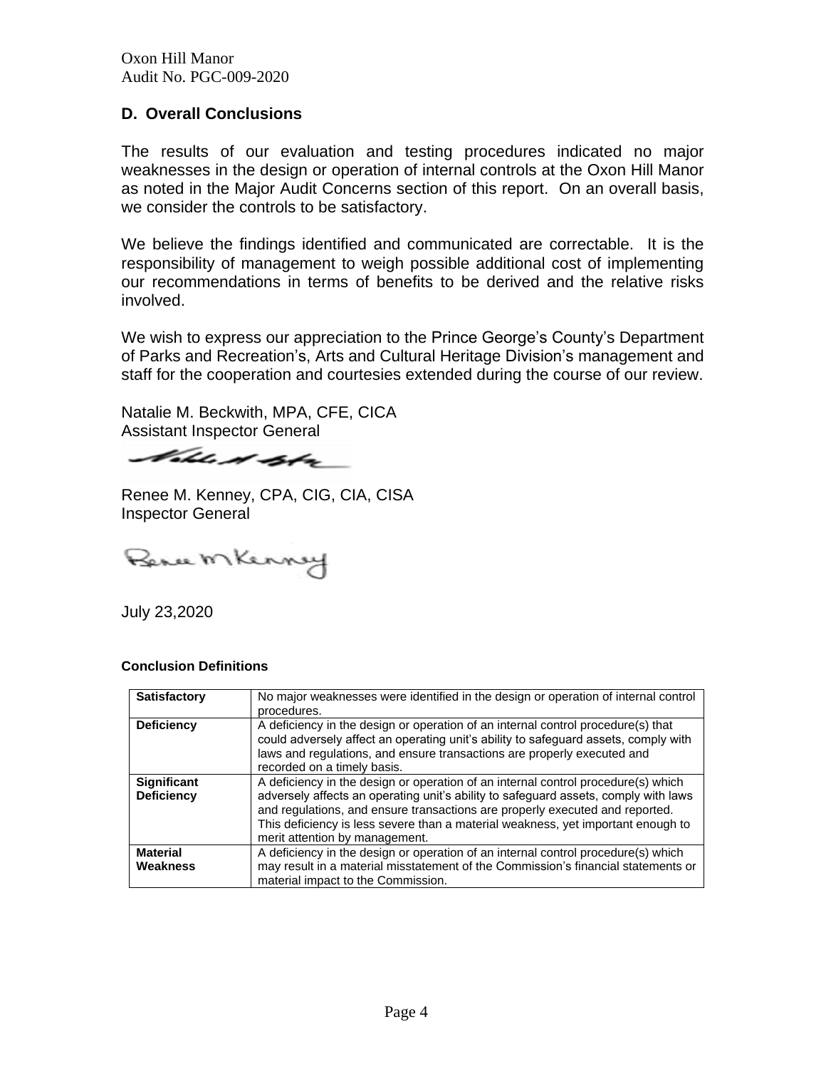## D. Overall Conclusions

The results of our evaluation and testing procedures indicated no major weaknesses in the design or operation of internal controls at the Oxon Hill Manor as noted in the Major Audit Concerns section of this report. On an overall basis, we consider the controls to be satisfactory.

We believe the findings identified and communicated are correctable. It is the responsibility of management to weigh possible additional cost of implementing our recommendations in terms of benefits to be derived and the relative risks involved.

We wish to express our appreciation to the Prince George's County's Department of Parks and Recreation's, Arts and Cultural Heritage Division's management and staff for the cooperation and courtesies extended during the course of our review.

Natalie M. Beckwith, MPA, CFE, CICA
Assistant Inspector General

Renee M. Kenney, CPA, CIG, CIA, CISA
Inspector General

July 23,2020

**Conclusion Definitions**

| | |
|---|---|
| **Satisfactory** | No major weaknesses were identified in the design or operation of internal control procedures. |
| **Deficiency** | A deficiency in the design or operation of an internal control procedure(s) that could adversely affect an operating unit's ability to safeguard assets, comply with laws and regulations, and ensure transactions are properly executed and recorded on a timely basis. |
| **Significant Deficiency** | A deficiency in the design or operation of an internal control procedure(s) which adversely affects an operating unit's ability to safeguard assets, comply with laws and regulations, and ensure transactions are properly executed and reported. This deficiency is less severe than a material weakness, yet important enough to merit attention by management. |
| **Material Weakness** | A deficiency in the design or operation of an internal control procedure(s) which may result in a material misstatement of the Commission's financial statements or material impact to the Commission. |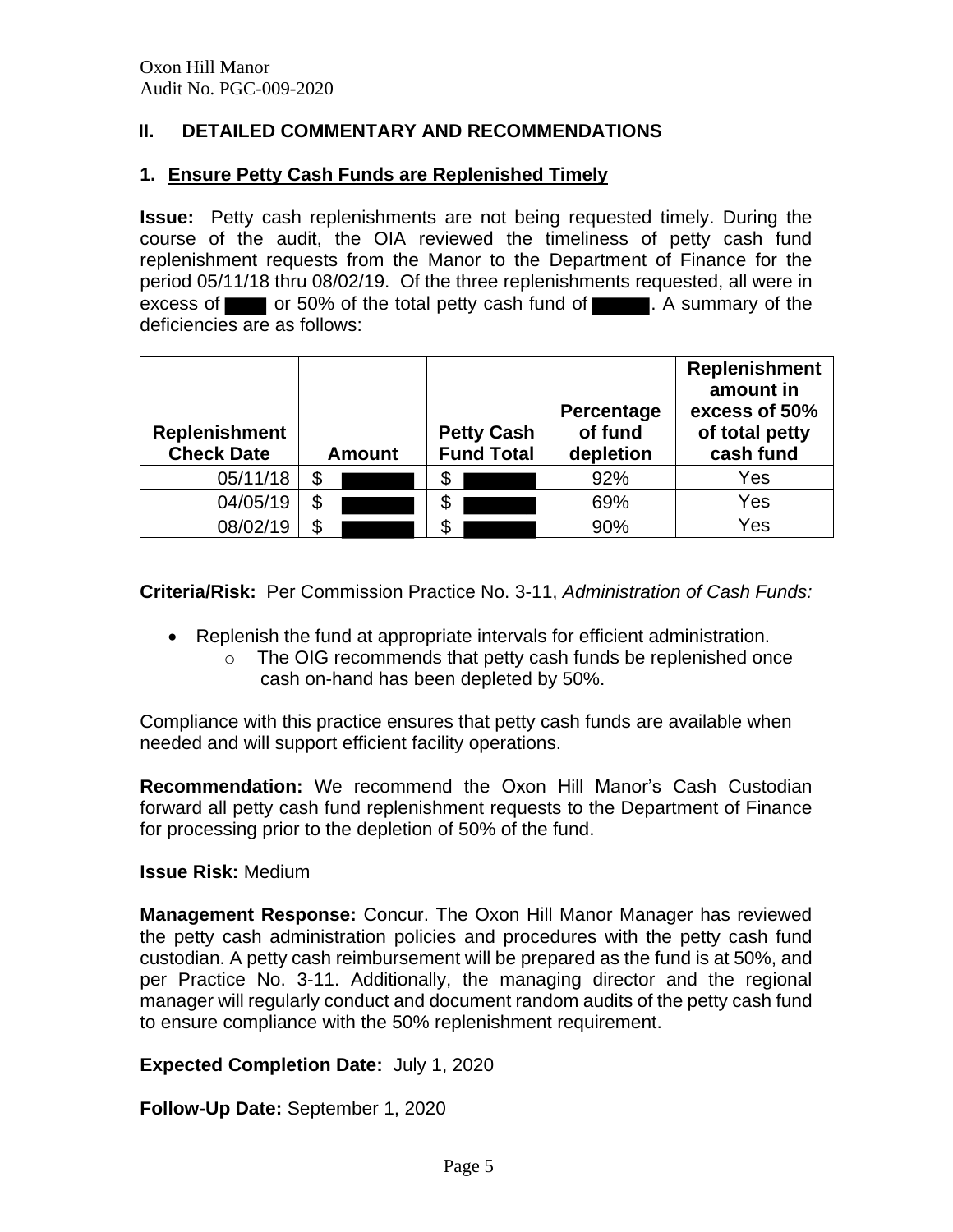Oxon Hill Manor
Audit No. PGC-009-2020

## II. DETAILED COMMENTARY AND RECOMMENDATIONS

### 1. Ensure Petty Cash Funds are Replenished Timely

**Issue:** Petty cash replenishments are not being requested timely. During the course of the audit, the OIA reviewed the timeliness of petty cash fund replenishment requests from the Manor to the Department of Finance for the period 05/11/18 thru 08/02/19. Of the three replenishments requested, all were in excess of ████ or 50% of the total petty cash fund of █████. A summary of the deficiencies are as follows:

| Replenishment Check Date | Amount | Petty Cash Fund Total | Percentage of fund depletion | Replenishment amount in excess of 50% of total petty cash fund |
|---|---|---|---|---|
| 05/11/18 | $ █████ | $ █████ | 92% | Yes |
| 04/05/19 | $ █████ | $ █████ | 69% | Yes |
| 08/02/19 | $ █████ | $ █████ | 90% | Yes |

**Criteria/Risk:** Per Commission Practice No. 3-11, *Administration of Cash Funds:*

- Replenish the fund at appropriate intervals for efficient administration.
  - The OIG recommends that petty cash funds be replenished once cash on-hand has been depleted by 50%.

Compliance with this practice ensures that petty cash funds are available when needed and will support efficient facility operations.

**Recommendation:** We recommend the Oxon Hill Manor's Cash Custodian forward all petty cash fund replenishment requests to the Department of Finance for processing prior to the depletion of 50% of the fund.

**Issue Risk:** Medium

**Management Response:** Concur. The Oxon Hill Manor Manager has reviewed the petty cash administration policies and procedures with the petty cash fund custodian. A petty cash reimbursement will be prepared as the fund is at 50%, and per Practice No. 3-11. Additionally, the managing director and the regional manager will regularly conduct and document random audits of the petty cash fund to ensure compliance with the 50% replenishment requirement.

**Expected Completion Date:** July 1, 2020

**Follow-Up Date:** September 1, 2020